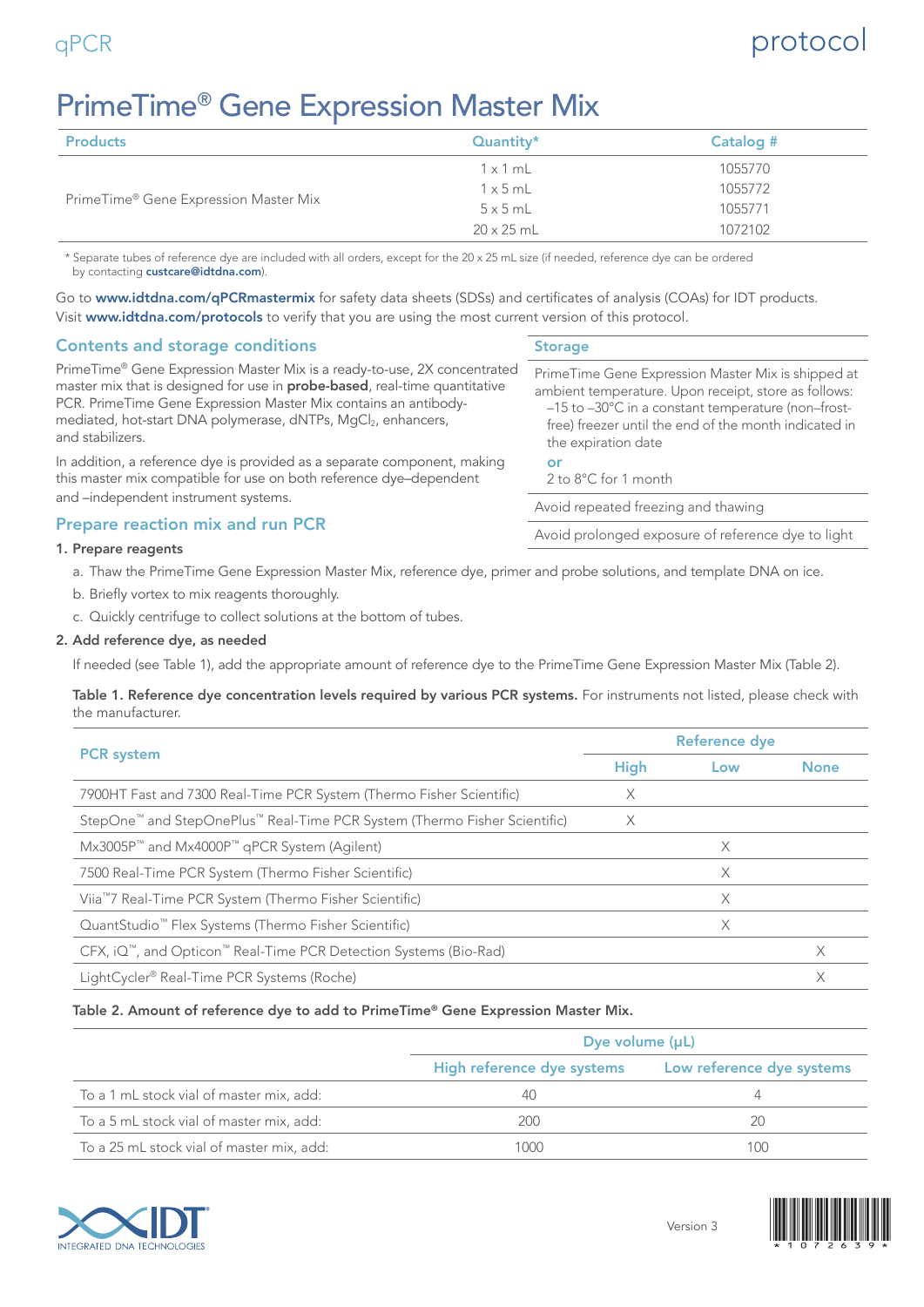qPCR

protocol

# PrimeTime® Gene Expression Master Mix

| Products | Quantity* | Catalog # |
|---|---|---|
| PrimeTime® Gene Expression Master Mix | 1 x 1 mL | 1055770 |
| | 1 x 5 mL | 1055772 |
| | 5 x 5 mL | 1055771 |
| | 20 x 25 mL | 1072102 |

\* Separate tubes of reference dye are included with all orders, except for the 20 x 25 mL size (if needed, reference dye can be ordered by contacting **custcare@idtdna.com**).

Go to **www.idtdna.com/qPCRmastermix** for safety data sheets (SDSs) and certificates of analysis (COAs) for IDT products. Visit **www.idtdna.com/protocols** to verify that you are using the most current version of this protocol.

## Contents and storage conditions

PrimeTime® Gene Expression Master Mix is a ready-to-use, 2X concentrated master mix that is designed for use in **probe-based**, real-time quantitative PCR. PrimeTime Gene Expression Master Mix contains an antibody-mediated, hot-start DNA polymerase, dNTPs, $MgCl_2$, enhancers, and stabilizers.

In addition, a reference dye is provided as a separate component, making this master mix compatible for use on both reference dye–dependent and –independent instrument systems.

| Storage |
|---|
| PrimeTime Gene Expression Master Mix is shipped at ambient temperature. Upon receipt, store as follows: –15 to –30°C in a constant temperature (non–frost-free) freezer until the end of the month indicated in the expiration date **or** 2 to 8°C for 1 month |
| Avoid repeated freezing and thawing |
| Avoid prolonged exposure of reference dye to light |

## Prepare reaction mix and run PCR

**1. Prepare reagents**

a. Thaw the PrimeTime Gene Expression Master Mix, reference dye, primer and probe solutions, and template DNA on ice.

b. Briefly vortex to mix reagents thoroughly.

c. Quickly centrifuge to collect solutions at the bottom of tubes.

**2. Add reference dye, as needed**

If needed (see Table 1), add the appropriate amount of reference dye to the PrimeTime Gene Expression Master Mix (Table 2).

**Table 1. Reference dye concentration levels required by various PCR systems.** For instruments not listed, please check with the manufacturer.

| PCR system | Reference dye | | |
|---|---|---|---|
| | High | Low | None |
| 7900HT Fast and 7300 Real-Time PCR System (Thermo Fisher Scientific) | X | | |
| StepOne™ and StepOnePlus™ Real-Time PCR System (Thermo Fisher Scientific) | X | | |
| Mx3005P™ and Mx4000P™ qPCR System (Agilent) | | X | |
| 7500 Real-Time PCR System (Thermo Fisher Scientific) | | X | |
| Viia™7 Real-Time PCR System (Thermo Fisher Scientific) | | X | |
| QuantStudio™ Flex Systems (Thermo Fisher Scientific) | | X | |
| CFX, iQ™, and Opticon™ Real-Time PCR Detection Systems (Bio-Rad) | | | X |
| LightCycler® Real-Time PCR Systems (Roche) | | | X |

**Table 2. Amount of reference dye to add to PrimeTime® Gene Expression Master Mix.**

| | Dye volume (µL) | |
|---|---|---|
| | High reference dye systems | Low reference dye systems |
| To a 1 mL stock vial of master mix, add: | 40 | 4 |
| To a 5 mL stock vial of master mix, add: | 200 | 20 |
| To a 25 mL stock vial of master mix, add: | 1000 | 100 |

Version 3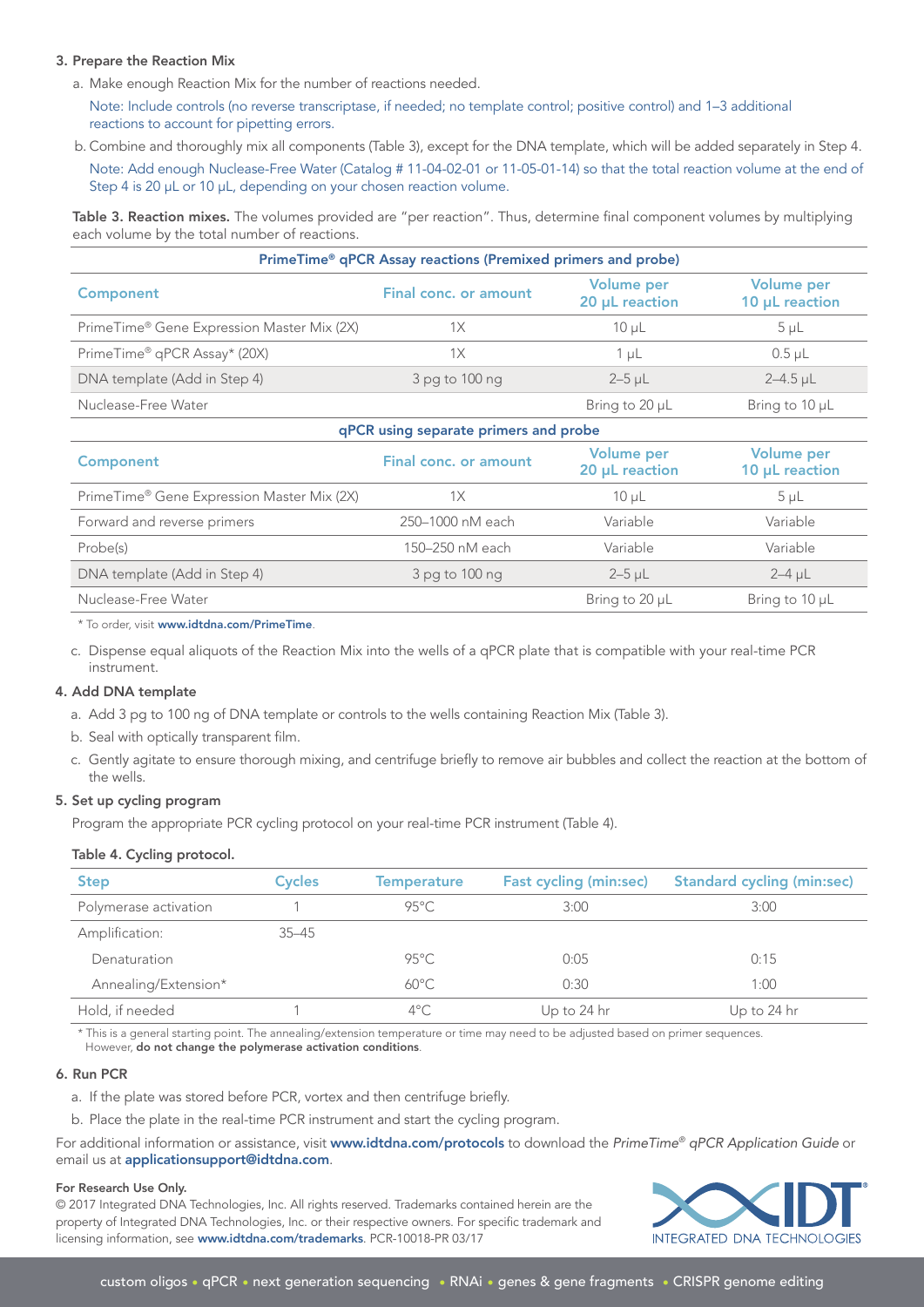### 3. Prepare the Reaction Mix

a. Make enough Reaction Mix for the number of reactions needed.

Note: Include controls (no reverse transcriptase, if needed; no template control; positive control) and 1–3 additional reactions to account for pipetting errors.

b. Combine and thoroughly mix all components (Table 3), except for the DNA template, which will be added separately in Step 4.

Note: Add enough Nuclease-Free Water (Catalog # 11-04-02-01 or 11-05-01-14) so that the total reaction volume at the end of Step 4 is 20 µL or 10 µL, depending on your chosen reaction volume.

**Table 3. Reaction mixes.** The volumes provided are "per reaction". Thus, determine final component volumes by multiplying each volume by the total number of reactions.

| PrimeTime® qPCR Assay reactions (Premixed primers and probe) | | | |
|---|---|---|---|
| **Component** | **Final conc. or amount** | **Volume per 20 µL reaction** | **Volume per 10 µL reaction** |
| PrimeTime® Gene Expression Master Mix (2X) | 1X | 10 µL | 5 µL |
| PrimeTime® qPCR Assay* (20X) | 1X | 1 µL | 0.5 µL |
| DNA template (Add in Step 4) | 3 pg to 100 ng | 2–5 µL | 2–4.5 µL |
| Nuclease-Free Water | | Bring to 20 µL | Bring to 10 µL |
| **qPCR using separate primers and probe** | | | |
| **Component** | **Final conc. or amount** | **Volume per 20 µL reaction** | **Volume per 10 µL reaction** |
| PrimeTime® Gene Expression Master Mix (2X) | 1X | 10 µL | 5 µL |
| Forward and reverse primers | 250–1000 nM each | Variable | Variable |
| Probe(s) | 150–250 nM each | Variable | Variable |
| DNA template (Add in Step 4) | 3 pg to 100 ng | 2–5 µL | 2–4 µL |
| Nuclease-Free Water | | Bring to 20 µL | Bring to 10 µL |

\* To order, visit **www.idtdna.com/PrimeTime**.

c. Dispense equal aliquots of the Reaction Mix into the wells of a qPCR plate that is compatible with your real-time PCR instrument.

### 4. Add DNA template

a. Add 3 pg to 100 ng of DNA template or controls to the wells containing Reaction Mix (Table 3).

b. Seal with optically transparent film.

c. Gently agitate to ensure thorough mixing, and centrifuge briefly to remove air bubbles and collect the reaction at the bottom of the wells.

### 5. Set up cycling program

Program the appropriate PCR cycling protocol on your real-time PCR instrument (Table 4).

**Table 4. Cycling protocol.**

| Step | Cycles | Temperature | Fast cycling (min:sec) | Standard cycling (min:sec) |
|---|---|---|---|---|
| Polymerase activation | 1 | 95°C | 3:00 | 3:00 |
| Amplification: | 35–45 | | | |
| Denaturation | | 95°C | 0:05 | 0:15 |
| Annealing/Extension* | | 60°C | 0:30 | 1:00 |
| Hold, if needed | 1 | 4°C | Up to 24 hr | Up to 24 hr |

\* This is a general starting point. The annealing/extension temperature or time may need to be adjusted based on primer sequences. However, **do not change the polymerase activation conditions**.

### 6. Run PCR

a. If the plate was stored before PCR, vortex and then centrifuge briefly.

b. Place the plate in the real-time PCR instrument and start the cycling program.

For additional information or assistance, visit **www.idtdna.com/protocols** to download the *PrimeTime® qPCR Application Guide* or email us at **applicationsupport@idtdna.com**.

**For Research Use Only.**

© 2017 Integrated DNA Technologies, Inc. All rights reserved. Trademarks contained herein are the property of Integrated DNA Technologies, Inc. or their respective owners. For specific trademark and licensing information, see **www.idtdna.com/trademarks**. PCR-10018-PR 03/17

INTEGRATED DNA TECHNOLOGIES

custom oligos • qPCR • next generation sequencing • RNAi • genes & gene fragments • CRISPR genome editing